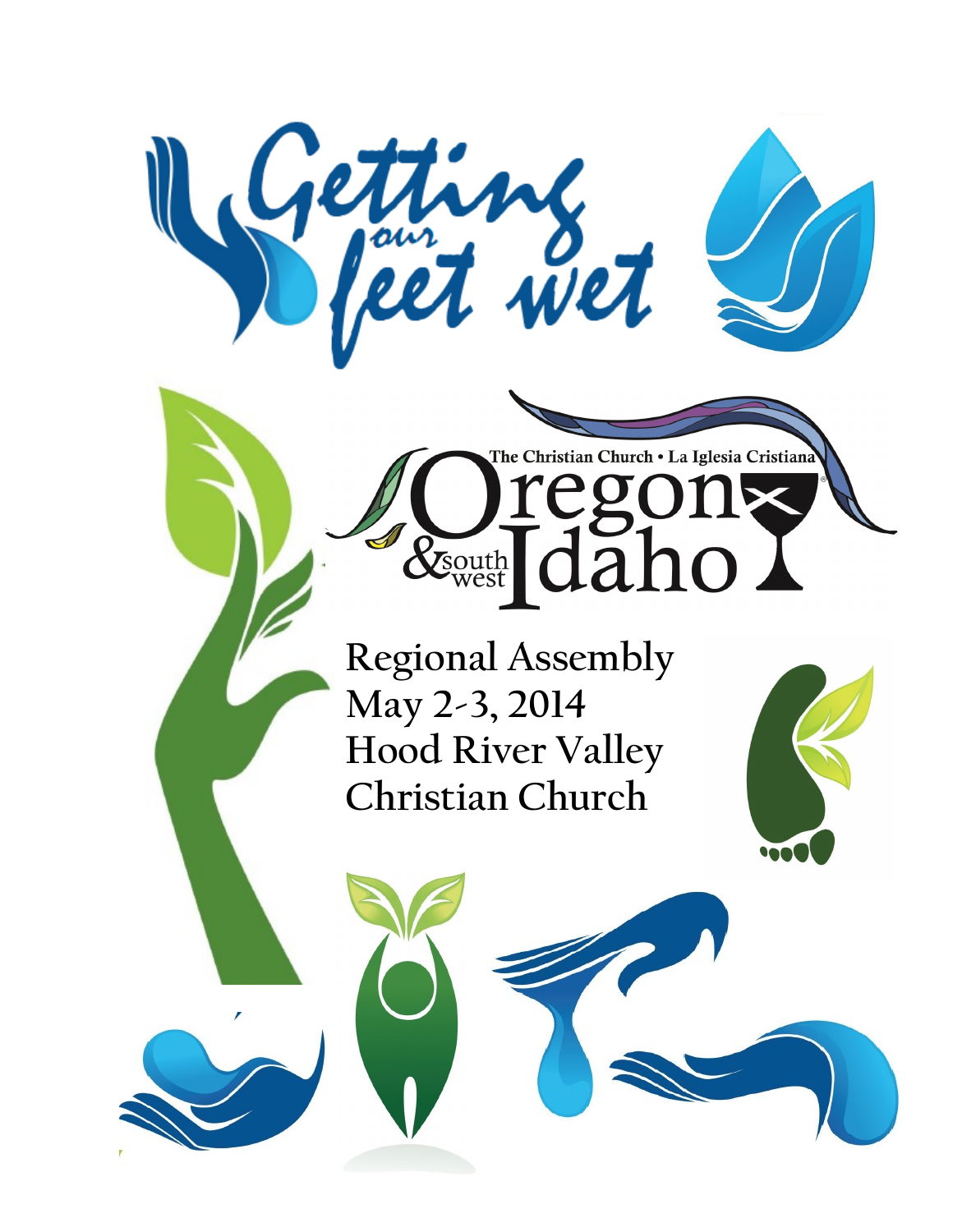# Getting our feet wet

The Christian Church • La Iglesia Cristiana

Oregon & southwest Idaho

## Regional Assembly
## May 2-3, 2014
## Hood River Valley Christian Church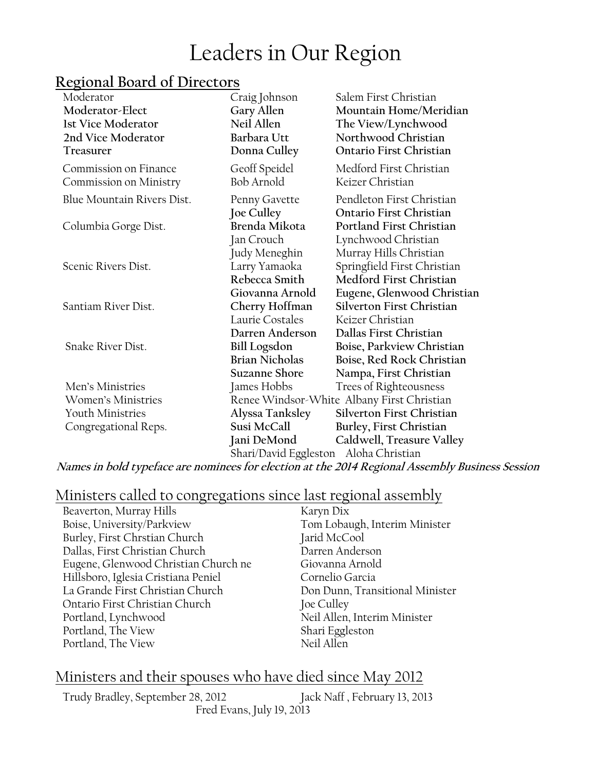# Leaders in Our Region

## Regional Board of Directors

| Position | Name | Congregation |
|---|---|---|
| Moderator | Craig Johnson | Salem First Christian |
| **Moderator-Elect** | **Gary Allen** | **Mountain Home/Meridian** |
| **1st Vice Moderator** | **Neil Allen** | **The View/Lynchwood** |
| **2nd Vice Moderator** | **Barbara Utt** | **Northwood Christian** |
| **Treasurer** | **Donna Culley** | **Ontario First Christian** |
| Commission on Finance | Geoff Speidel | Medford First Christian |
| Commission on Ministry | Bob Arnold | Keizer Christian |
| Blue Mountain Rivers Dist. | Penny Gavette | Pendleton First Christian |
| | **Joe Culley** | **Ontario First Christian** |
| Columbia Gorge Dist. | **Brenda Mikota** | **Portland First Christian** |
| | Jan Crouch | Lynchwood Christian |
| | Judy Meneghin | Murray Hills Christian |
| Scenic Rivers Dist. | Larry Yamaoka | Springfield First Christian |
| | **Rebecca Smith** | **Medford First Christian** |
| | **Giovanna Arnold** | **Eugene, Glenwood Christian** |
| Santiam River Dist. | **Cherry Hoffman** | **Silverton First Christian** |
| | Laurie Costales | Keizer Christian |
| | **Darren Anderson** | **Dallas First Christian** |
| Snake River Dist. | **Bill Logsdon** | **Boise, Parkview Christian** |
| | **Brian Nicholas** | **Boise, Red Rock Christian** |
| | **Suzanne Shore** | **Nampa, First Christian** |
| Men's Ministries | James Hobbs | Trees of Righteousness |
| Women's Ministries | Renee Windsor-White | Albany First Christian |
| Youth Ministries | **Alyssa Tanksley** | **Silverton First Christian** |
| Congregational Reps. | **Susi McCall** | **Burley, First Christian** |
| | **Jani DeMond** | **Caldwell, Treasure Valley** |
| | Shari/David Eggleston | Aloha Christian |

***Names in bold typeface are nominees for election at the 2014 Regional Assembly Business Session***

## Ministers called to congregations since last regional assembly

| Congregation | Minister |
|---|---|
| Beaverton, Murray Hills | Karyn Dix |
| Boise, University/Parkview | Tom Lobaugh, Interim Minister |
| Burley, First Chrstian Church | Jarid McCool |
| Dallas, First Christian Church | Darren Anderson |
| Eugene, Glenwood Christian Church ne | Giovanna Arnold |
| Hillsboro, Iglesia Cristiana Peniel | Cornelio Garcia |
| La Grande First Christian Church | Don Dunn, Transitional Minister |
| Ontario First Christian Church | Joe Culley |
| Portland, Lynchwood | Neil Allen, Interim Minister |
| Portland, The View | Shari Eggleston |
| Portland, The View | Neil Allen |

## Ministers and their spouses who have died since May 2012

Trudy Bradley, September 28, 2012

Jack Naff , February 13, 2013

Fred Evans, July 19, 2013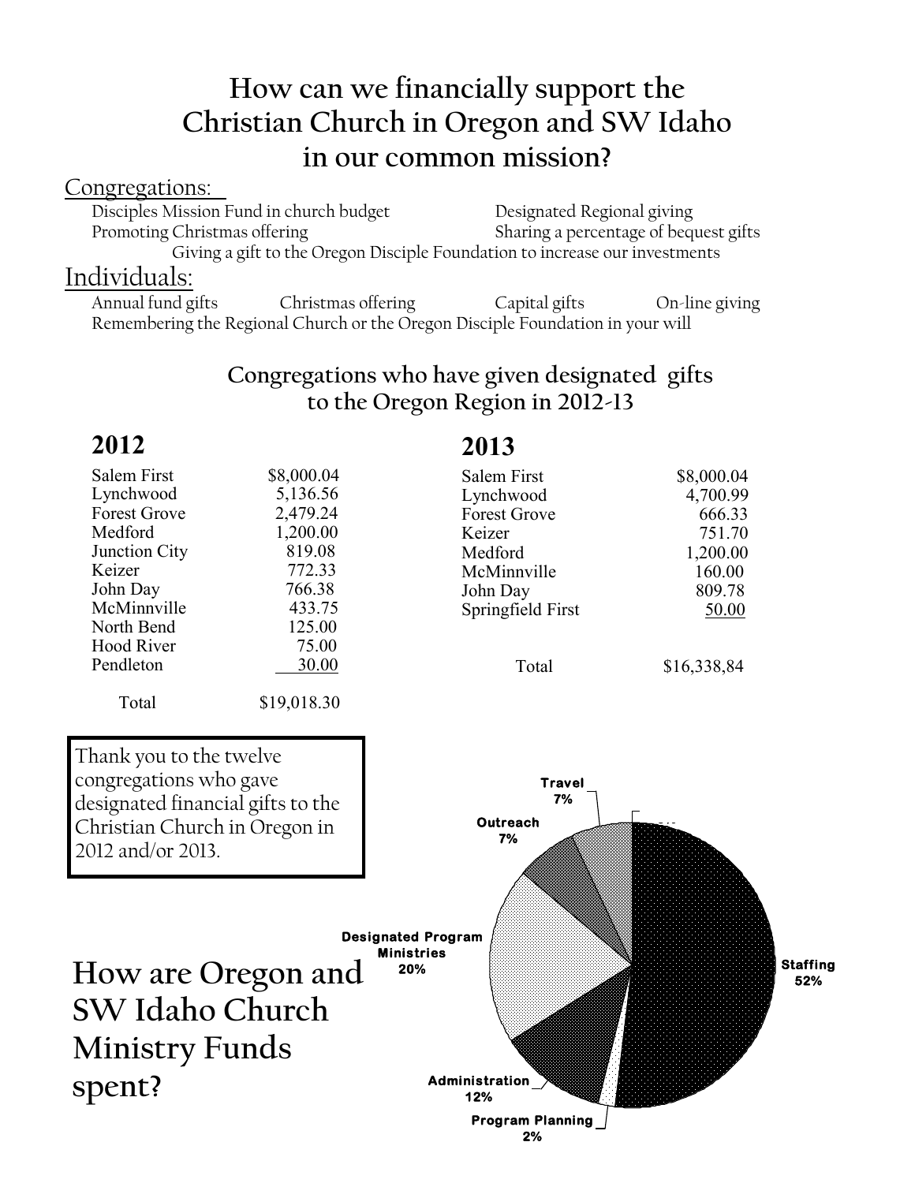# How can we financially support the Christian Church in Oregon and SW Idaho in our common mission?

## Congregations:

- Disciples Mission Fund in church budget
- Designated Regional giving
- Promoting Christmas offering
- Sharing a percentage of bequest gifts
- Giving a gift to the Oregon Disciple Foundation to increase our investments

## Individuals:

- Annual fund gifts
- Christmas offering
- Capital gifts
- On-line giving
- Remembering the Regional Church or the Oregon Disciple Foundation in your will

### Congregations who have given designated gifts to the Oregon Region in 2012-13

**2012**

| Congregation | Amount |
|---|---|
| Salem First | $8,000.04 |
| Lynchwood | 5,136.56 |
| Forest Grove | 2,479.24 |
| Medford | 1,200.00 |
| Junction City | 819.08 |
| Keizer | 772.33 |
| John Day | 766.38 |
| McMinnville | 433.75 |
| North Bend | 125.00 |
| Hood River | 75.00 |
| Pendleton | 30.00 |
| Total | $19,018.30 |

**2013**

| Congregation | Amount |
|---|---|
| Salem First | $8,000.04 |
| Lynchwood | 4,700.99 |
| Forest Grove | 666.33 |
| Keizer | 751.70 |
| Medford | 1,200.00 |
| McMinnville | 160.00 |
| John Day | 809.78 |
| Springfield First | 50.00 |
| Total | $16,338,84 |

Thank you to the twelve congregations who gave designated financial gifts to the Christian Church in Oregon in 2012 and/or 2013.

# How are Oregon and SW Idaho Church Ministry Funds spent?

| Category | Percentage |
|---|---|
| Staffing | 52% |
| Designated Program Ministries | 20% |
| Administration | 12% |
| Travel | 7% |
| Outreach | 7% |
| Program Planning | 2% |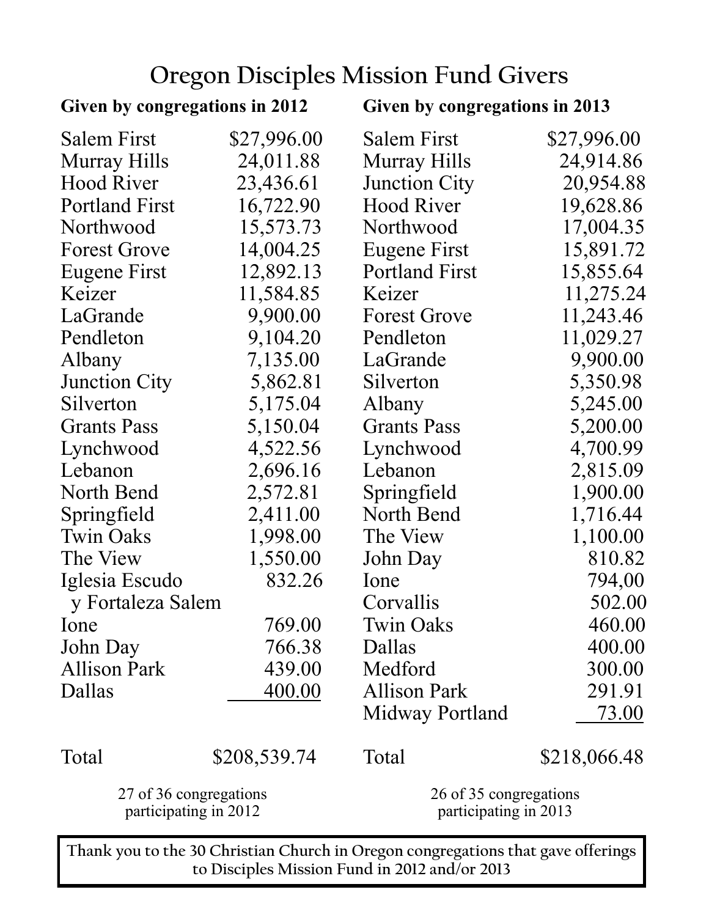# Oregon Disciples Mission Fund Givers

**Given by congregations in 2012**

| Congregation | Amount |
|---|---|
| Salem First | $27,996.00 |
| Murray Hills | 24,011.88 |
| Hood River | 23,436.61 |
| Portland First | 16,722.90 |
| Northwood | 15,573.73 |
| Forest Grove | 14,004.25 |
| Eugene First | 12,892.13 |
| Keizer | 11,584.85 |
| LaGrande | 9,900.00 |
| Pendleton | 9,104.20 |
| Albany | 7,135.00 |
| Junction City | 5,862.81 |
| Silverton | 5,175.04 |
| Grants Pass | 5,150.04 |
| Lynchwood | 4,522.56 |
| Lebanon | 2,696.16 |
| North Bend | 2,572.81 |
| Springfield | 2,411.00 |
| Twin Oaks | 1,998.00 |
| The View | 1,550.00 |
| Iglesia Escudo y Fortaleza Salem | 832.26 |
| Ione | 769.00 |
| John Day | 766.38 |
| Allison Park | 439.00 |
| Dallas | 400.00 |
| Total | $208,539.74 |

27 of 36 congregations participating in 2012

**Given by congregations in 2013**

| Congregation | Amount |
|---|---|
| Salem First | $27,996.00 |
| Murray Hills | 24,914.86 |
| Junction City | 20,954.88 |
| Hood River | 19,628.86 |
| Northwood | 17,004.35 |
| Eugene First | 15,891.72 |
| Portland First | 15,855.64 |
| Keizer | 11,275.24 |
| Forest Grove | 11,243.46 |
| Pendleton | 11,029.27 |
| LaGrande | 9,900.00 |
| Silverton | 5,350.98 |
| Albany | 5,245.00 |
| Grants Pass | 5,200.00 |
| Lynchwood | 4,700.99 |
| Lebanon | 2,815.09 |
| Springfield | 1,900.00 |
| North Bend | 1,716.44 |
| The View | 1,100.00 |
| John Day | 810.82 |
| Ione | 794,00 |
| Corvallis | 502.00 |
| Twin Oaks | 460.00 |
| Dallas | 400.00 |
| Medford | 300.00 |
| Allison Park | 291.91 |
| Midway Portland | 73.00 |
| Total | $218,066.48 |

26 of 35 congregations participating in 2013

**Thank you to the 30 Christian Church in Oregon congregations that gave offerings to Disciples Mission Fund in 2012 and/or 2013**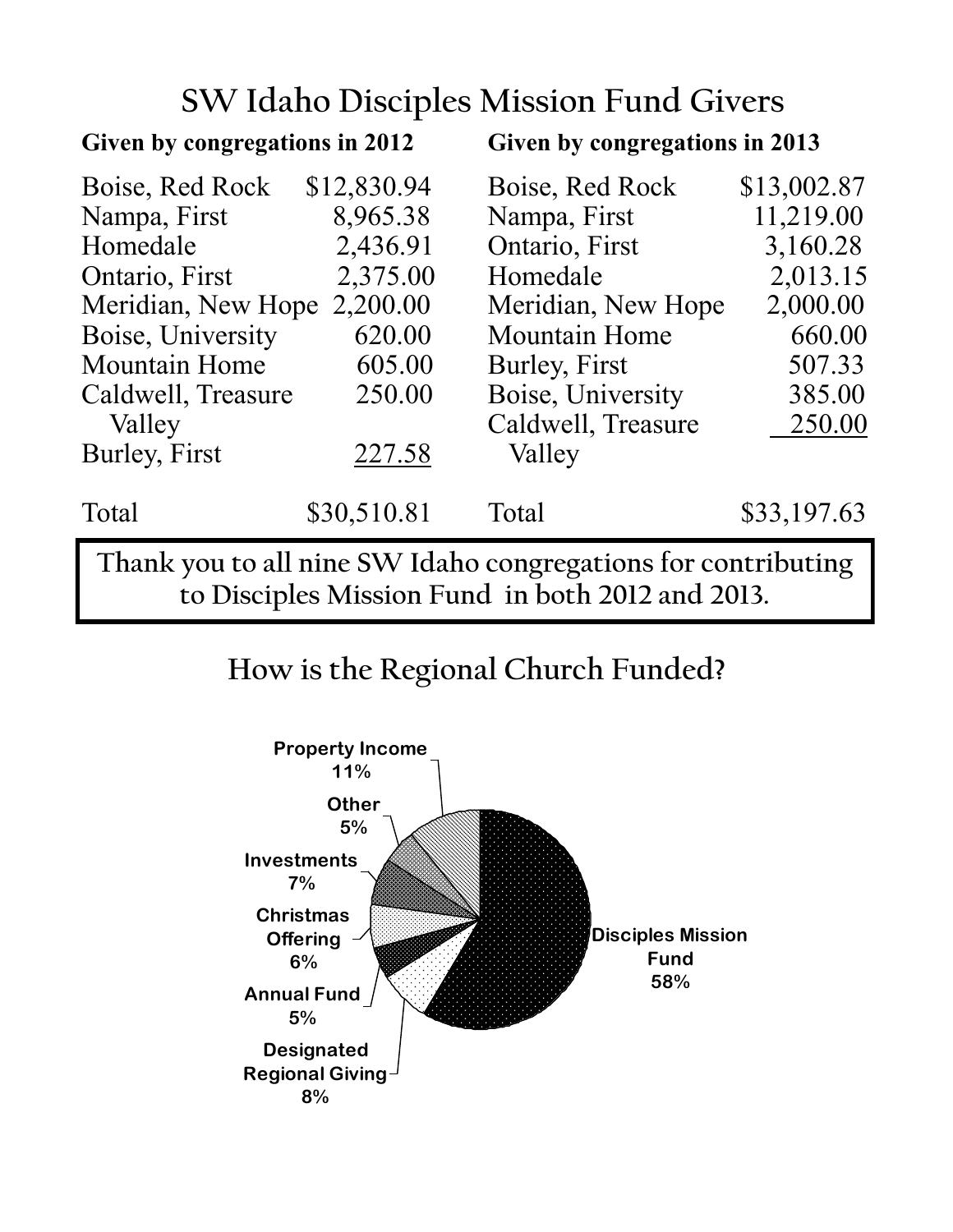# SW Idaho Disciples Mission Fund Givers

**Given by congregations in 2012**

| Congregation | Amount |
|---|---|
| Boise, Red Rock | $12,830.94 |
| Nampa, First | 8,965.38 |
| Homedale | 2,436.91 |
| Ontario, First | 2,375.00 |
| Meridian, New Hope | 2,200.00 |
| Boise, University | 620.00 |
| Mountain Home | 605.00 |
| Caldwell, Treasure Valley | 250.00 |
| Burley, First | 227.58 |
| Total | $30,510.81 |

**Given by congregations in 2013**

| Congregation | Amount |
|---|---|
| Boise, Red Rock | $13,002.87 |
| Nampa, First | 11,219.00 |
| Ontario, First | 3,160.28 |
| Homedale | 2,013.15 |
| Meridian, New Hope | 2,000.00 |
| Mountain Home | 660.00 |
| Burley, First | 507.33 |
| Boise, University | 385.00 |
| Caldwell, Treasure Valley | 250.00 |
| Total | $33,197.63 |

Thank you to all nine SW Idaho congregations for contributing to Disciples Mission Fund in both 2012 and 2013.

## How is the Regional Church Funded?

| Source | Percent |
|---|---|
| Disciples Mission Fund | 58% |
| Property Income | 11% |
| Designated Regional Giving | 8% |
| Investments | 7% |
| Christmas Offering | 6% |
| Other | 5% |
| Annual Fund | 5% |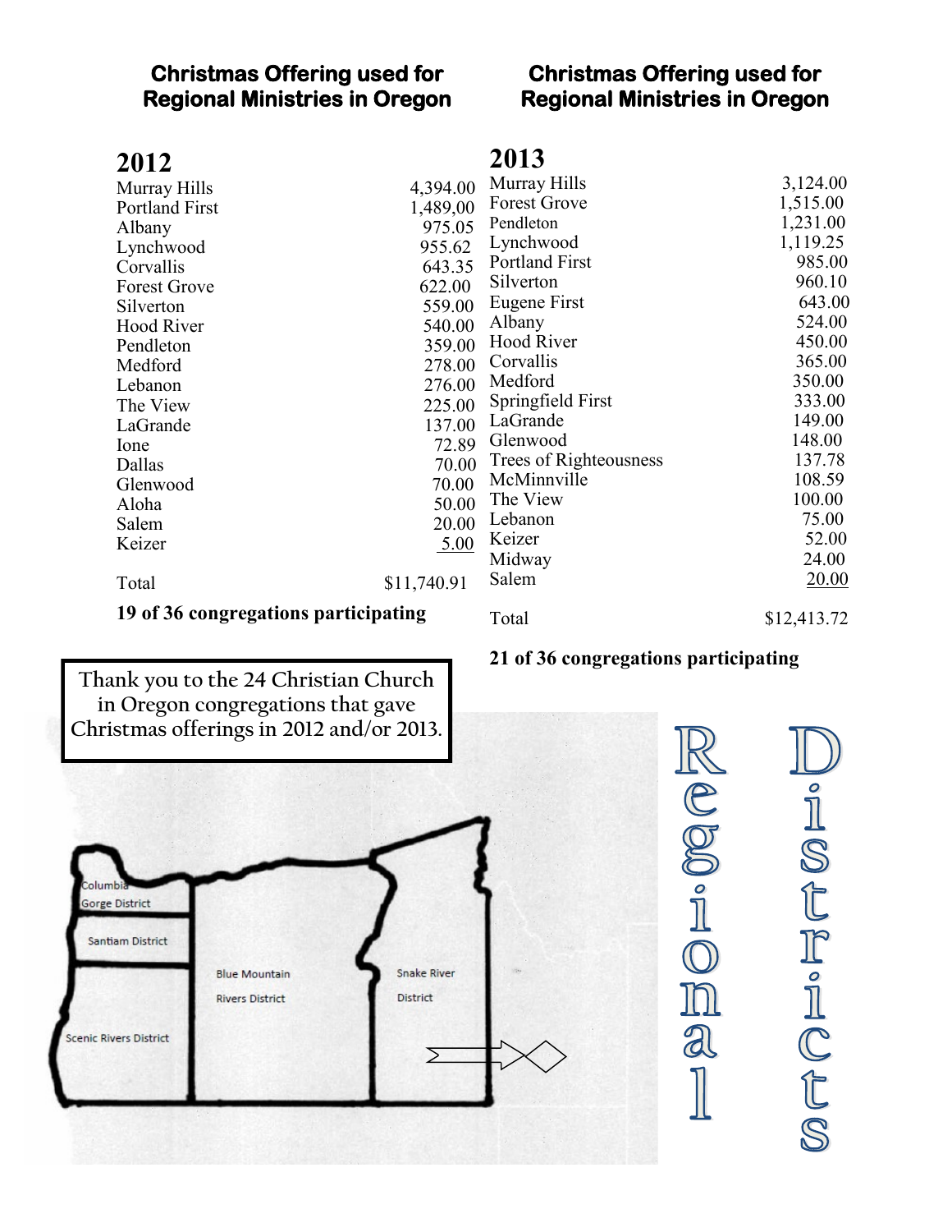## Christmas Offering used for Regional Ministries in Oregon

### 2012

| Congregation | Amount |
|---|---|
| Murray Hills | 4,394.00 |
| Portland First | 1,489,00 |
| Albany | 975.05 |
| Lynchwood | 955.62 |
| Corvallis | 643.35 |
| Forest Grove | 622.00 |
| Silverton | 559.00 |
| Hood River | 540.00 |
| Pendleton | 359.00 |
| Medford | 278.00 |
| Lebanon | 276.00 |
| The View | 225.00 |
| LaGrande | 137.00 |
| Ione | 72.89 |
| Dallas | 70.00 |
| Glenwood | 70.00 |
| Aloha | 50.00 |
| Salem | 20.00 |
| Keizer | 5.00 |
| Total | $11,740.91 |

**19 of 36 congregations participating**

## Christmas Offering used for Regional Ministries in Oregon

### 2013

| Congregation | Amount |
|---|---|
| Murray Hills | 3,124.00 |
| Forest Grove | 1,515.00 |
| Pendleton | 1,231.00 |
| Lynchwood | 1,119.25 |
| Portland First | 985.00 |
| Silverton | 960.10 |
| Eugene First | 643.00 |
| Albany | 524.00 |
| Hood River | 450.00 |
| Corvallis | 365.00 |
| Medford | 350.00 |
| Springfield First | 333.00 |
| LaGrande | 149.00 |
| Glenwood | 148.00 |
| Trees of Righteousness | 137.78 |
| McMinnville | 108.59 |
| The View | 100.00 |
| Lebanon | 75.00 |
| Keizer | 52.00 |
| Midway | 24.00 |
| Salem | 20.00 |
| Total | $12,413.72 |

**21 of 36 congregations participating**

Thank you to the 24 Christian Church in Oregon congregations that gave Christmas offerings in 2012 and/or 2013.

Columbia Gorge District

Santiam District

Scenic Rivers District

Blue Mountain Rivers District

Snake River District

Regional Districts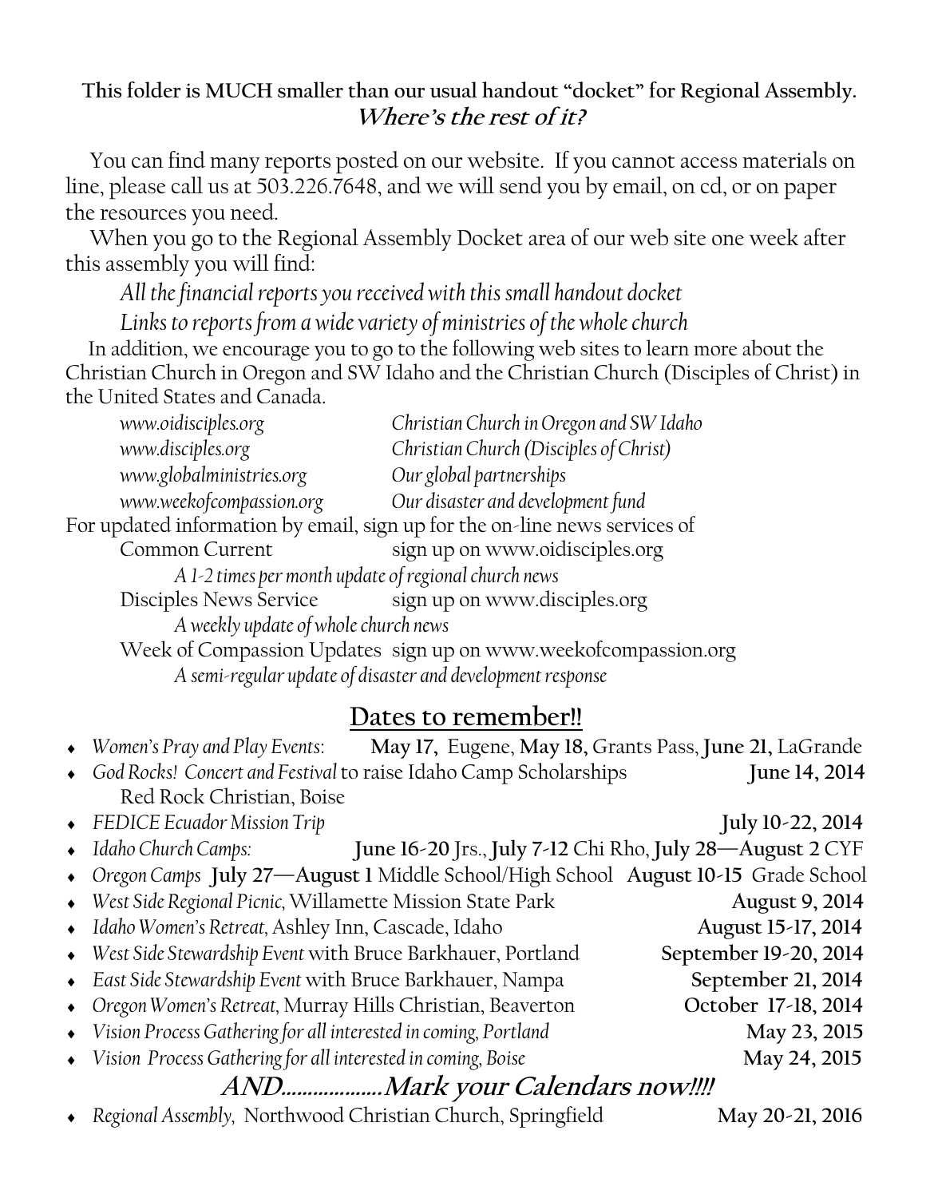**This folder is MUCH smaller than our usual handout "docket" for Regional Assembly.**
***Where's the rest of it?***

You can find many reports posted on our website. If you cannot access materials on line, please call us at 503.226.7648, and we will send you by email, on cd, or on paper the resources you need.

When you go to the Regional Assembly Docket area of our web site one week after this assembly you will find:

*All the financial reports you received with this small handout docket*

*Links to reports from a wide variety of ministries of the whole church*

In addition, we encourage you to go to the following web sites to learn more about the Christian Church in Oregon and SW Idaho and the Christian Church (Disciples of Christ) in the United States and Canada.

| | |
|---|---|
| *www.oidisciples.org* | *Christian Church in Oregon and SW Idaho* |
| *www.disciples.org* | *Christian Church (Disciples of Christ)* |
| *www.globalministries.org* | *Our global partnerships* |
| *www.weekofcompassion.org* | *Our disaster and development fund* |

For updated information by email, sign up for the on-line news services of

Common Current — sign up on www.oidisciples.org
*A 1-2 times per month update of regional church news*

Disciples News Service — sign up on www.disciples.org
*A weekly update of whole church news*

Week of Compassion Updates — sign up on www.weekofcompassion.org
*A semi-regular update of disaster and development response*

## Dates to remember!!

- *Women's Pray and Play Events*: **May 17,** Eugene, **May 18,** Grants Pass, **June 21,** LaGrande
- *God Rocks! Concert and Festival* to raise Idaho Camp Scholarships — **June 14, 2014**
  Red Rock Christian, Boise
- *FEDICE Ecuador Mission Trip* — **July 10-22, 2014**
- *Idaho Church Camps:* **June 16-20** Jrs., **July 7-12** Chi Rho, **July 28—August 2** CYF
- *Oregon Camps* **July 27—August 1** Middle School/High School **August 10-15** Grade School
- *West Side Regional Picnic,* Willamette Mission State Park — **August 9, 2014**
- *Idaho Women's Retreat,* Ashley Inn, Cascade, Idaho — **August 15-17, 2014**
- *West Side Stewardship Event* with Bruce Barkhauer, Portland — **September 19-20, 2014**
- *East Side Stewardship Event* with Bruce Barkhauer, Nampa — **September 21, 2014**
- *Oregon Women's Retreat,* Murray Hills Christian, Beaverton — **October 17-18, 2014**
- *Vision Process Gathering for all interested in coming, Portland* — **May 23, 2015**
- *Vision Process Gathering for all interested in coming, Boise* — **May 24, 2015**

***AND..................Mark your Calendars now!!!!***

- *Regional Assembly,* Northwood Christian Church, Springfield — **May 20-21, 2016**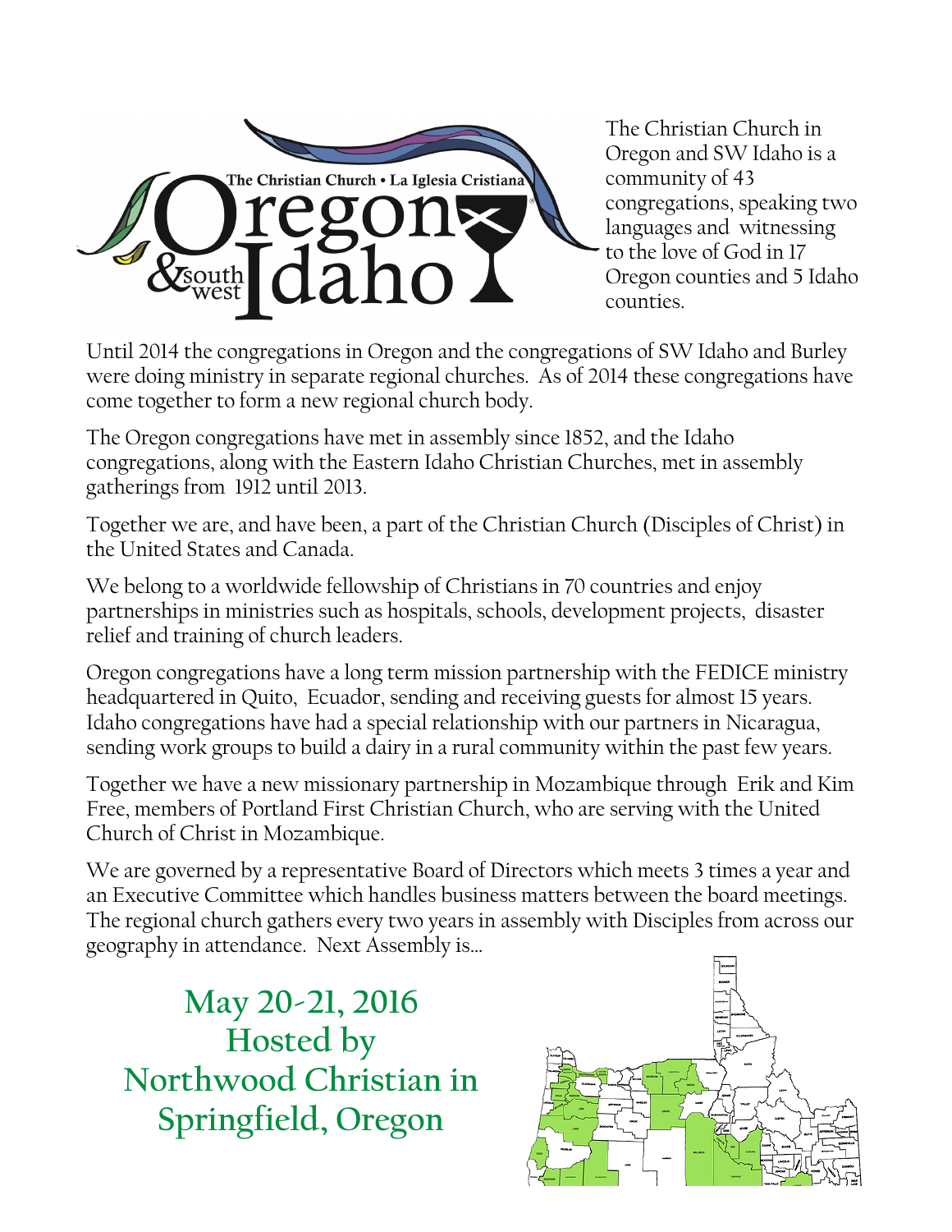The Christian Church in Oregon and SW Idaho is a community of 43 congregations, speaking two languages and witnessing to the love of God in 17 Oregon counties and 5 Idaho counties.

Until 2014 the congregations in Oregon and the congregations of SW Idaho and Burley were doing ministry in separate regional churches. As of 2014 these congregations have come together to form a new regional church body.

The Oregon congregations have met in assembly since 1852, and the Idaho congregations, along with the Eastern Idaho Christian Churches, met in assembly gatherings from 1912 until 2013.

Together we are, and have been, a part of the Christian Church (Disciples of Christ) in the United States and Canada.

We belong to a worldwide fellowship of Christians in 70 countries and enjoy partnerships in ministries such as hospitals, schools, development projects, disaster relief and training of church leaders.

Oregon congregations have a long term mission partnership with the FEDICE ministry headquartered in Quito, Ecuador, sending and receiving guests for almost 15 years. Idaho congregations have had a special relationship with our partners in Nicaragua, sending work groups to build a dairy in a rural community within the past few years.

Together we have a new missionary partnership in Mozambique through Erik and Kim Free, members of Portland First Christian Church, who are serving with the United Church of Christ in Mozambique.

We are governed by a representative Board of Directors which meets 3 times a year and an Executive Committee which handles business matters between the board meetings. The regional church gathers every two years in assembly with Disciples from across our geography in attendance. Next Assembly is...

**May 20-21, 2016**
**Hosted by**
**Northwood Christian in Springfield, Oregon**